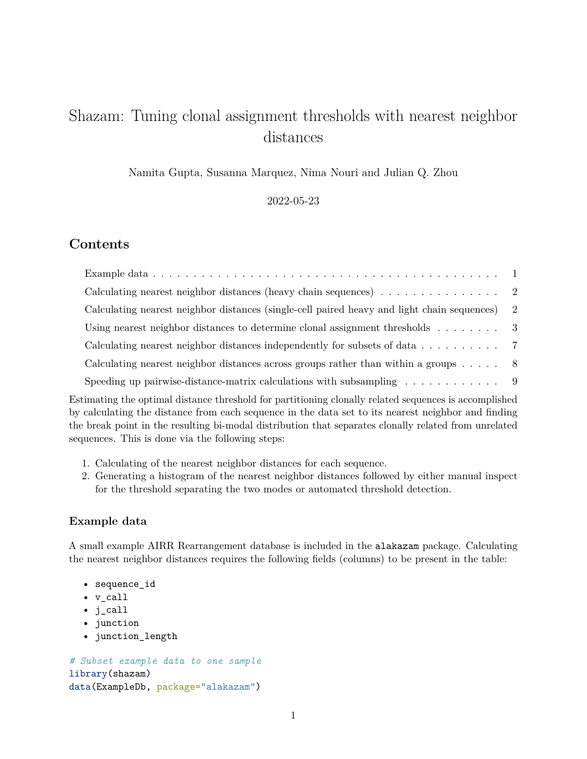# Shazam: Tuning clonal assignment thresholds with nearest neighbor distances

Namita Gupta, Susanna Marquez, Nima Nouri and Julian Q. Zhou

2022-05-23

## Contents

- Example data . . . . . . . . . . . . . . . . . . . . . . . . . . . . . . . . . . . . . . . . . . . . 1
- Calculating nearest neighbor distances (heavy chain sequences) . . . . . . . . . . . . . . . 2
- Calculating nearest neighbor distances (single-cell paired heavy and light chain sequences) 2
- Using nearest neighbor distances to determine clonal assignment thresholds . . . . . . . . 3
- Calculating nearest neighbor distances independently for subsets of data . . . . . . . . . . 7
- Calculating nearest neighbor distances across groups rather than within a groups . . . . . 8
- Speeding up pairwise-distance-matrix calculations with subsampling . . . . . . . . . . . . 9

Estimating the optimal distance threshold for partitioning clonally related sequences is accomplished by calculating the distance from each sequence in the data set to its nearest neighbor and finding the break point in the resulting bi-modal distribution that separates clonally related from unrelated sequences. This is done via the following steps:

1. Calculating of the nearest neighbor distances for each sequence.
2. Generating a histogram of the nearest neighbor distances followed by either manual inspect for the threshold separating the two modes or automated threshold detection.

### Example data

A small example AIRR Rearrangement database is included in the `alakazam` package. Calculating the nearest neighbor distances requires the following fields (columns) to be present in the table:

- `sequence_id`
- `v_call`
- `j_call`
- `junction`
- `junction_length`

```
# Subset example data to one sample
library(shazam)
data(ExampleDb, package="alakazam")
```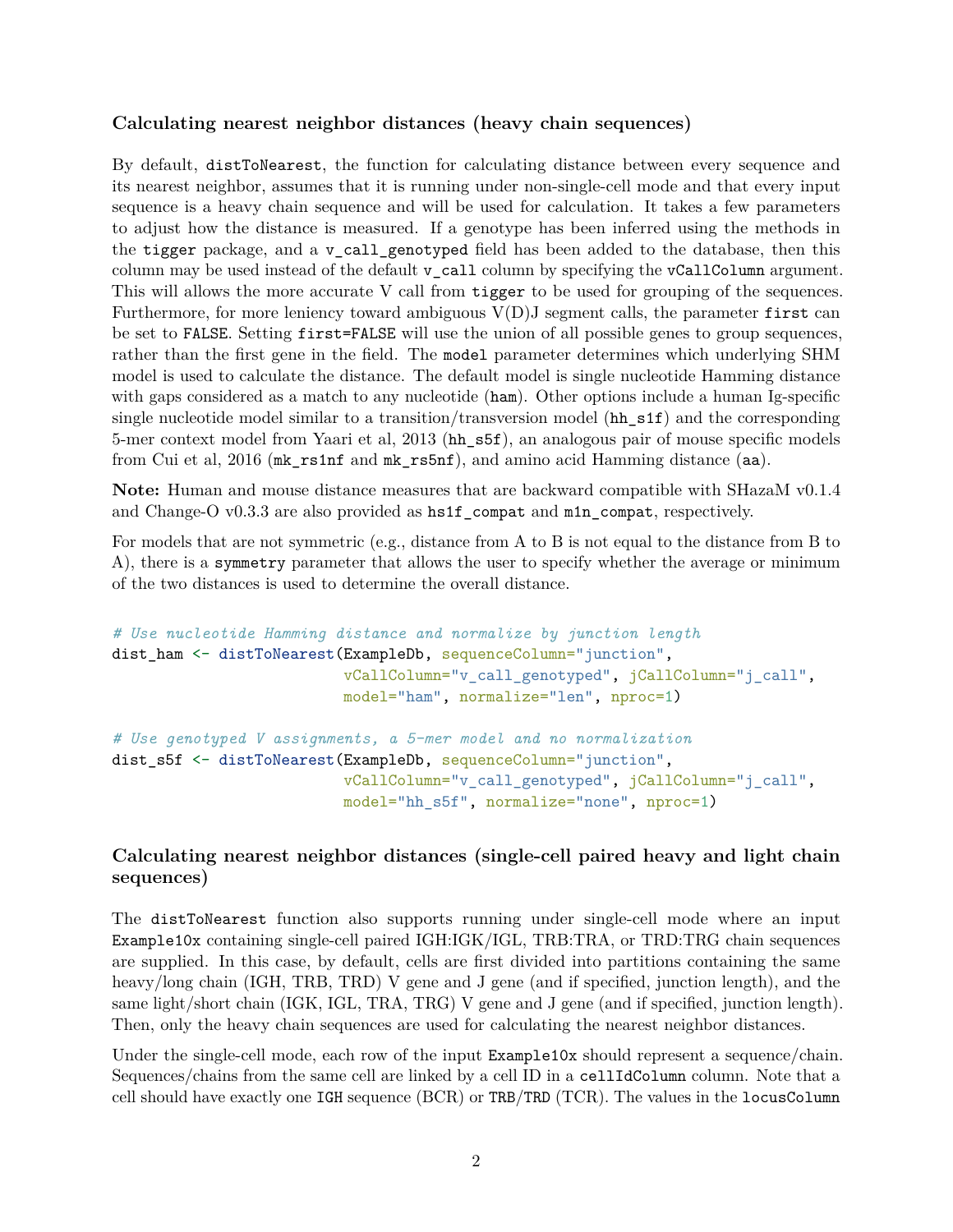### Calculating nearest neighbor distances (heavy chain sequences)

By default, `distToNearest`, the function for calculating distance between every sequence and its nearest neighbor, assumes that it is running under non-single-cell mode and that every input sequence is a heavy chain sequence and will be used for calculation. It takes a few parameters to adjust how the distance is measured. If a genotype has been inferred using the methods in the `tigger` package, and a `v_call_genotyped` field has been added to the database, then this column may be used instead of the default `v_call` column by specifying the `vCallColumn` argument. This will allows the more accurate V call from `tigger` to be used for grouping of the sequences. Furthermore, for more leniency toward ambiguous V(D)J segment calls, the parameter `first` can be set to `FALSE`. Setting `first=FALSE` will use the union of all possible genes to group sequences, rather than the first gene in the field. The `model` parameter determines which underlying SHM model is used to calculate the distance. The default model is single nucleotide Hamming distance with gaps considered as a match to any nucleotide (`ham`). Other options include a human Ig-specific single nucleotide model similar to a transition/transversion model (`hh_s1f`) and the corresponding 5-mer context model from Yaari et al, 2013 (`hh_s5f`), an analogous pair of mouse specific models from Cui et al, 2016 (`mk_rs1nf` and `mk_rs5nf`), and amino acid Hamming distance (`aa`).

**Note:** Human and mouse distance measures that are backward compatible with SHazaM v0.1.4 and Change-O v0.3.3 are also provided as `hs1f_compat` and `m1n_compat`, respectively.

For models that are not symmetric (e.g., distance from A to B is not equal to the distance from B to A), there is a `symmetry` parameter that allows the user to specify whether the average or minimum of the two distances is used to determine the overall distance.

```
# Use nucleotide Hamming distance and normalize by junction length
dist_ham <- distToNearest(ExampleDb, sequenceColumn="junction",
                          vCallColumn="v_call_genotyped", jCallColumn="j_call",
                          model="ham", normalize="len", nproc=1)

# Use genotyped V assignments, a 5-mer model and no normalization
dist_s5f <- distToNearest(ExampleDb, sequenceColumn="junction",
                          vCallColumn="v_call_genotyped", jCallColumn="j_call",
                          model="hh_s5f", normalize="none", nproc=1)
```

### Calculating nearest neighbor distances (single-cell paired heavy and light chain sequences)

The `distToNearest` function also supports running under single-cell mode where an input `Example10x` containing single-cell paired IGH:IGK/IGL, TRB:TRA, or TRD:TRG chain sequences are supplied. In this case, by default, cells are first divided into partitions containing the same heavy/long chain (IGH, TRB, TRD) V gene and J gene (and if specified, junction length), and the same light/short chain (IGK, IGL, TRA, TRG) V gene and J gene (and if specified, junction length). Then, only the heavy chain sequences are used for calculating the nearest neighbor distances.

Under the single-cell mode, each row of the input `Example10x` should represent a sequence/chain. Sequences/chains from the same cell are linked by a cell ID in a `cellIdColumn` column. Note that a cell should have exactly one `IGH` sequence (BCR) or `TRB/TRD` (TCR). The values in the `locusColumn`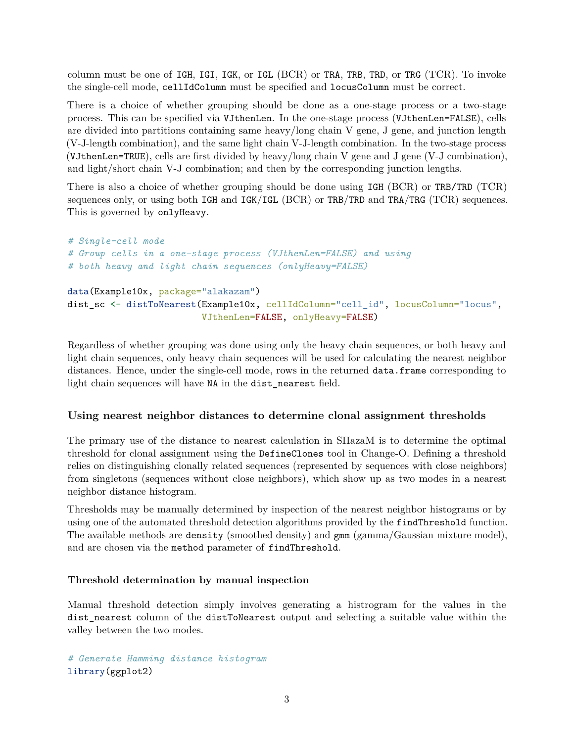column must be one of IGH, IGI, IGK, or IGL (BCR) or TRA, TRB, TRD, or TRG (TCR). To invoke the single-cell mode, cellIdColumn must be specified and locusColumn must be correct.

There is a choice of whether grouping should be done as a one-stage process or a two-stage process. This can be specified via VJthenLen. In the one-stage process (VJthenLen=FALSE), cells are divided into partitions containing same heavy/long chain V gene, J gene, and junction length (V-J-length combination), and the same light chain V-J-length combination. In the two-stage process (VJthenLen=TRUE), cells are first divided by heavy/long chain V gene and J gene (V-J combination), and light/short chain V-J combination; and then by the corresponding junction lengths.

There is also a choice of whether grouping should be done using IGH (BCR) or TRB/TRD (TCR) sequences only, or using both IGH and IGK/IGL (BCR) or TRB/TRD and TRA/TRG (TCR) sequences. This is governed by onlyHeavy.

```
# Single-cell mode
# Group cells in a one-stage process (VJthenLen=FALSE) and using
# both heavy and light chain sequences (onlyHeavy=FALSE)

data(Example10x, package="alakazam")
dist_sc <- distToNearest(Example10x, cellIdColumn="cell_id", locusColumn="locus",
                         VJthenLen=FALSE, onlyHeavy=FALSE)
```

Regardless of whether grouping was done using only the heavy chain sequences, or both heavy and light chain sequences, only heavy chain sequences will be used for calculating the nearest neighbor distances. Hence, under the single-cell mode, rows in the returned data.frame corresponding to light chain sequences will have NA in the dist_nearest field.

### Using nearest neighbor distances to determine clonal assignment thresholds

The primary use of the distance to nearest calculation in SHazaM is to determine the optimal threshold for clonal assignment using the DefineClones tool in Change-O. Defining a threshold relies on distinguishing clonally related sequences (represented by sequences with close neighbors) from singletons (sequences without close neighbors), which show up as two modes in a nearest neighbor distance histogram.

Thresholds may be manually determined by inspection of the nearest neighbor histograms or by using one of the automated threshold detection algorithms provided by the findThreshold function. The available methods are density (smoothed density) and gmm (gamma/Gaussian mixture model), and are chosen via the method parameter of findThreshold.

#### Threshold determination by manual inspection

Manual threshold detection simply involves generating a histrogram for the values in the dist_nearest column of the distToNearest output and selecting a suitable value within the valley between the two modes.

```
# Generate Hamming distance histogram
library(ggplot2)
```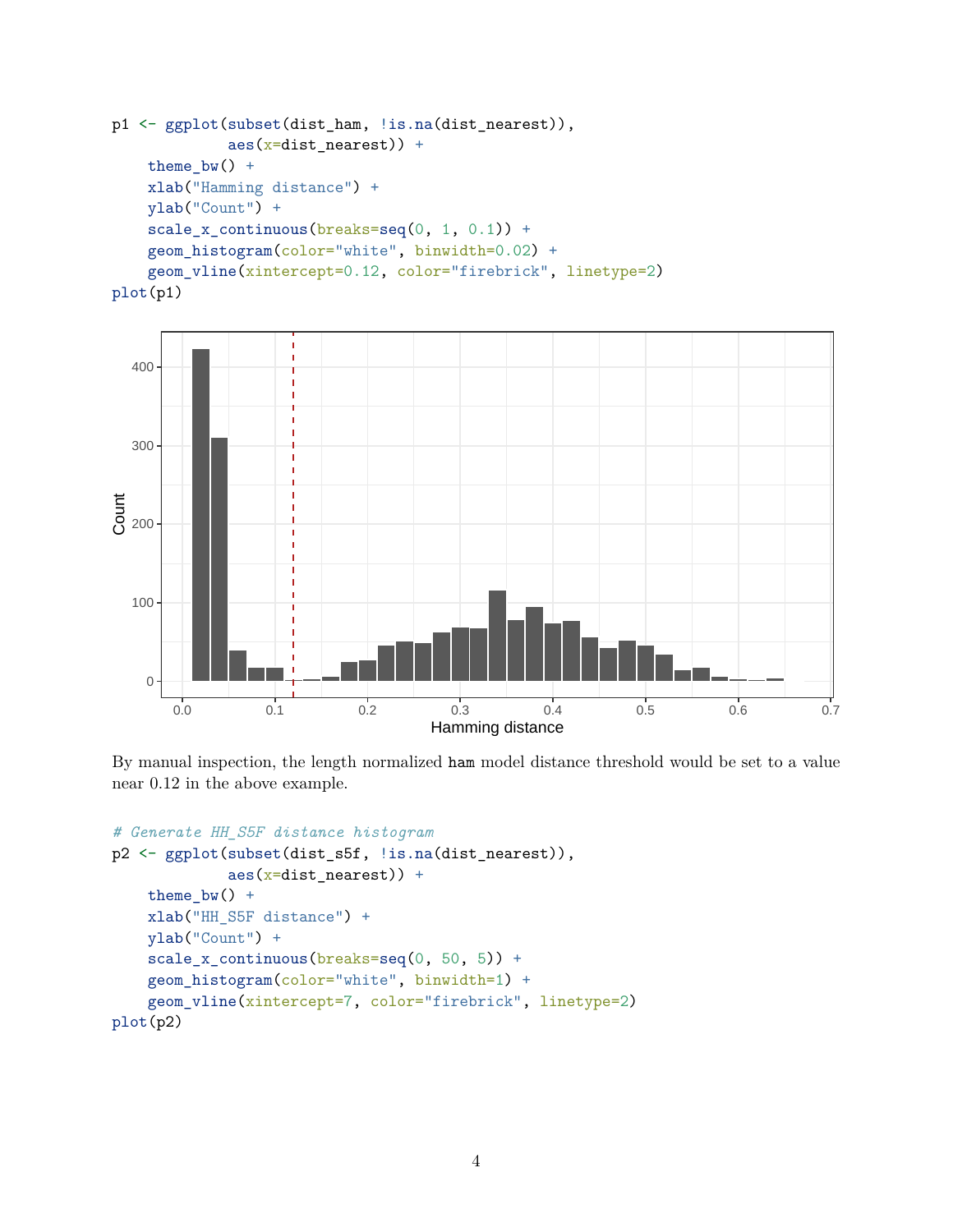```r
p1 <- ggplot(subset(dist_ham, !is.na(dist_nearest)),
             aes(x=dist_nearest)) +
    theme_bw() +
    xlab("Hamming distance") +
    ylab("Count") +
    scale_x_continuous(breaks=seq(0, 1, 0.1)) +
    geom_histogram(color="white", binwidth=0.02) +
    geom_vline(xintercept=0.12, color="firebrick", linetype=2)
plot(p1)
```

By manual inspection, the length normalized `ham` model distance threshold would be set to a value near 0.12 in the above example.

```r
# Generate HH_S5F distance histogram
p2 <- ggplot(subset(dist_s5f, !is.na(dist_nearest)),
             aes(x=dist_nearest)) +
    theme_bw() +
    xlab("HH_S5F distance") +
    ylab("Count") +
    scale_x_continuous(breaks=seq(0, 50, 5)) +
    geom_histogram(color="white", binwidth=1) +
    geom_vline(xintercept=7, color="firebrick", linetype=2)
plot(p2)
```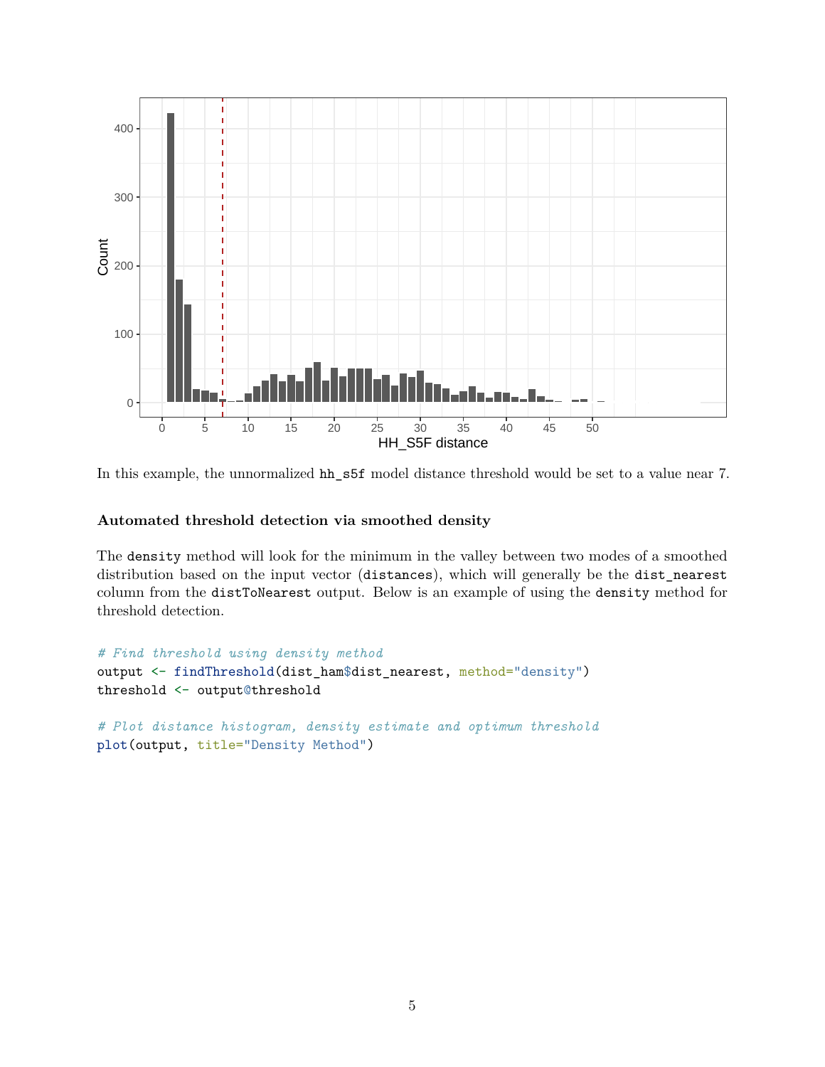In this example, the unnormalized `hh_s5f` model distance threshold would be set to a value near 7.

#### Automated threshold detection via smoothed density

The `density` method will look for the minimum in the valley between two modes of a smoothed distribution based on the input vector (`distances`), which will generally be the `dist_nearest` column from the `distToNearest` output. Below is an example of using the `density` method for threshold detection.

```
# Find threshold using density method
output <- findThreshold(dist_ham$dist_nearest, method="density")
threshold <- output@threshold

# Plot distance histogram, density estimate and optimum threshold
plot(output, title="Density Method")
```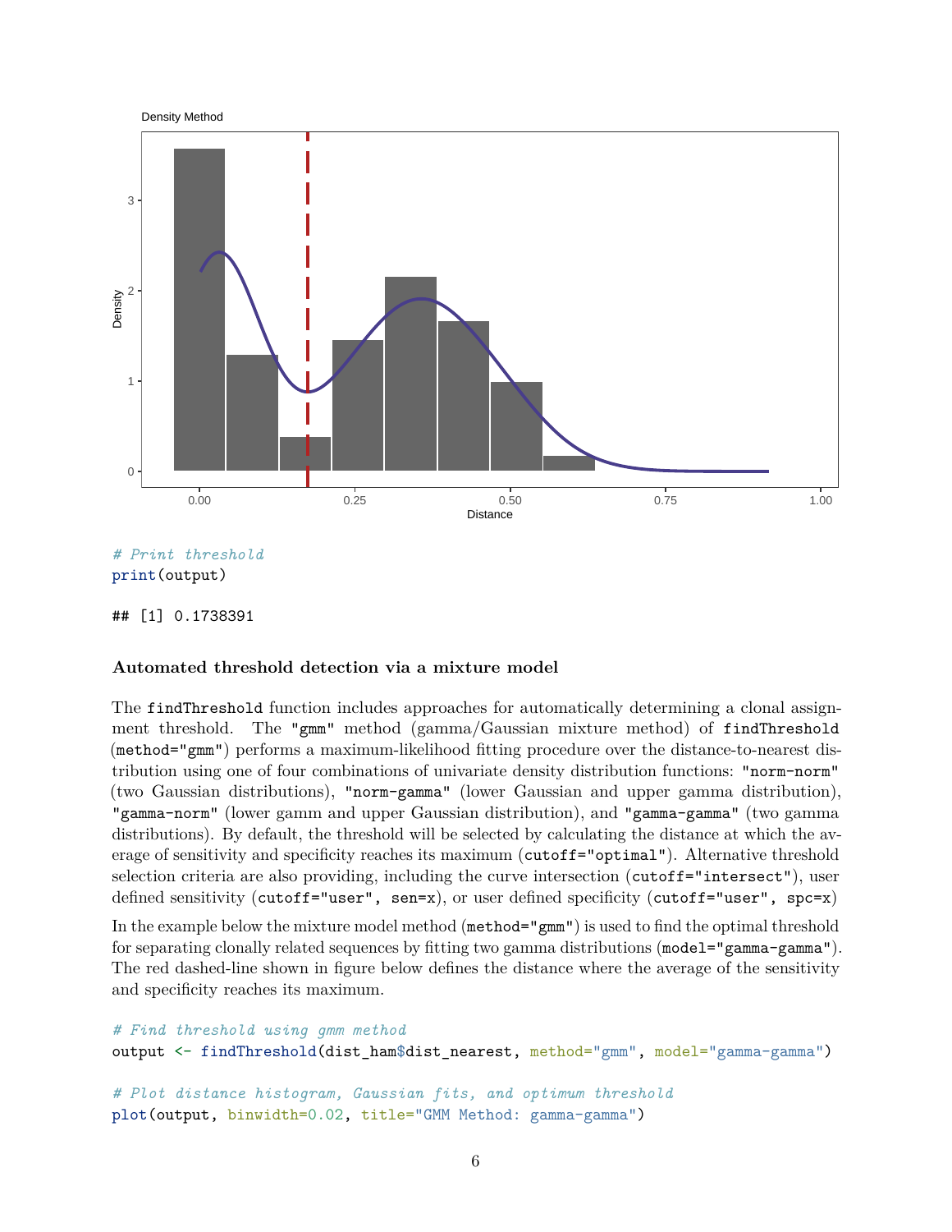```r
# Print threshold
print(output)
```

```
## [1] 0.1738391
```

### Automated threshold detection via a mixture model

The `findThreshold` function includes approaches for automatically determining a clonal assignment threshold. The `"gmm"` method (gamma/Gaussian mixture method) of `findThreshold` (`method="gmm"`) performs a maximum-likelihood fitting procedure over the distance-to-nearest distribution using one of four combinations of univariate density distribution functions: `"norm-norm"` (two Gaussian distributions), `"norm-gamma"` (lower Gaussian and upper gamma distribution), `"gamma-norm"` (lower gamm and upper Gaussian distribution), and `"gamma-gamma"` (two gamma distributions). By default, the threshold will be selected by calculating the distance at which the average of sensitivity and specificity reaches its maximum (`cutoff="optimal"`). Alternative threshold selection criteria are also providing, including the curve intersection (`cutoff="intersect"`), user defined sensitivity (`cutoff="user", sen=x`), or user defined specificity (`cutoff="user", spc=x`)

In the example below the mixture model method (`method="gmm"`) is used to find the optimal threshold for separating clonally related sequences by fitting two gamma distributions (`model="gamma-gamma"`). The red dashed-line shown in figure below defines the distance where the average of the sensitivity and specificity reaches its maximum.

```r
# Find threshold using gmm method
output <- findThreshold(dist_ham$dist_nearest, method="gmm", model="gamma-gamma")

# Plot distance histogram, Gaussian fits, and optimum threshold
plot(output, binwidth=0.02, title="GMM Method: gamma-gamma")
```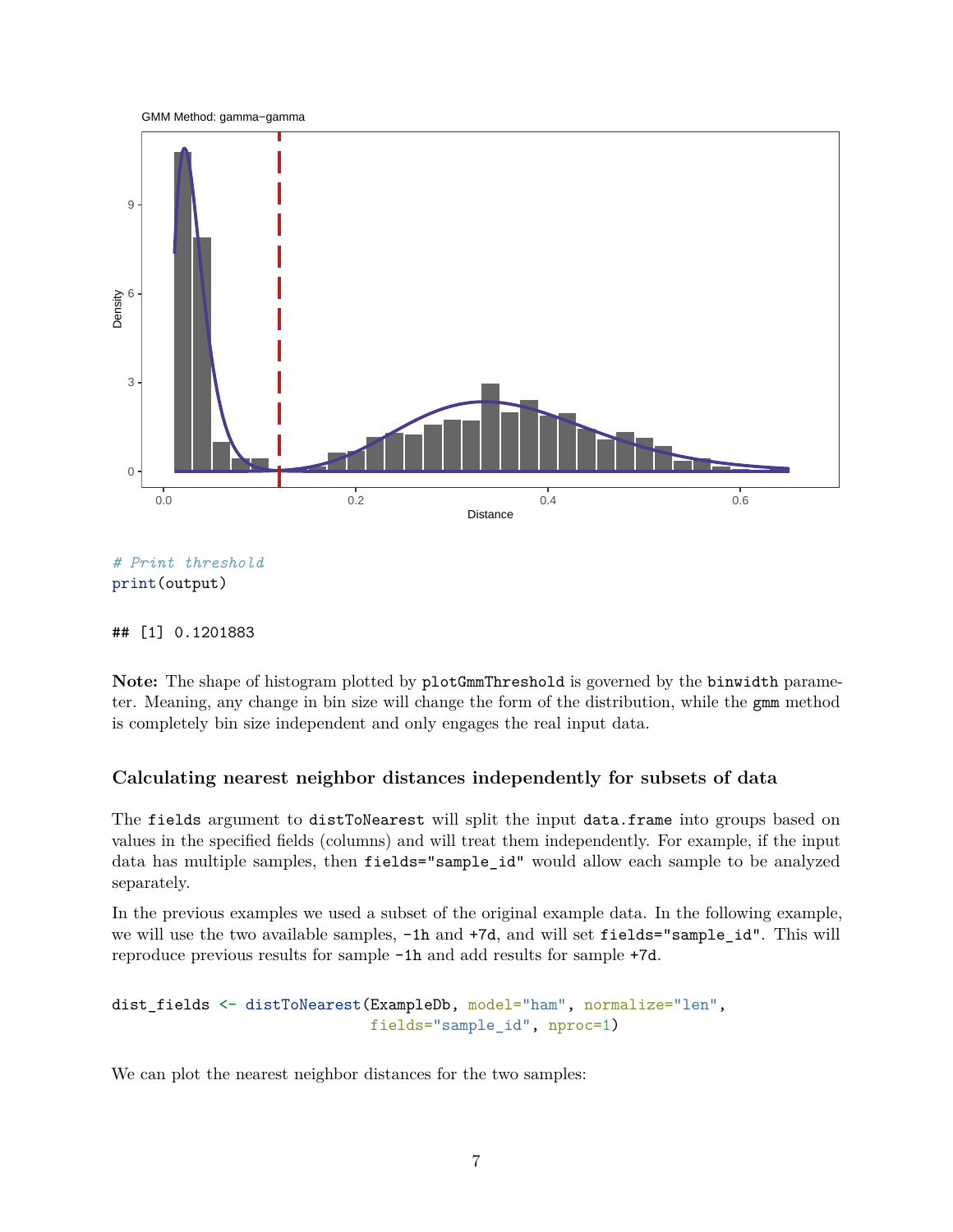```r
# Print threshold
print(output)
```

```
## [1] 0.1201883
```

**Note:** The shape of histogram plotted by `plotGmmThreshold` is governed by the `binwidth` parameter. Meaning, any change in bin size will change the form of the distribution, while the `gmm` method is completely bin size independent and only engages the real input data.

### Calculating nearest neighbor distances independently for subsets of data

The `fields` argument to `distToNearest` will split the input `data.frame` into groups based on values in the specified fields (columns) and will treat them independently. For example, if the input data has multiple samples, then `fields="sample_id"` would allow each sample to be analyzed separately.

In the previous examples we used a subset of the original example data. In the following example, we will use the two available samples, `-1h` and `+7d`, and will set `fields="sample_id"`. This will reproduce previous results for sample `-1h` and add results for sample `+7d`.

```r
dist_fields <- distToNearest(ExampleDb, model="ham", normalize="len",
                             fields="sample_id", nproc=1)
```

We can plot the nearest neighbor distances for the two samples: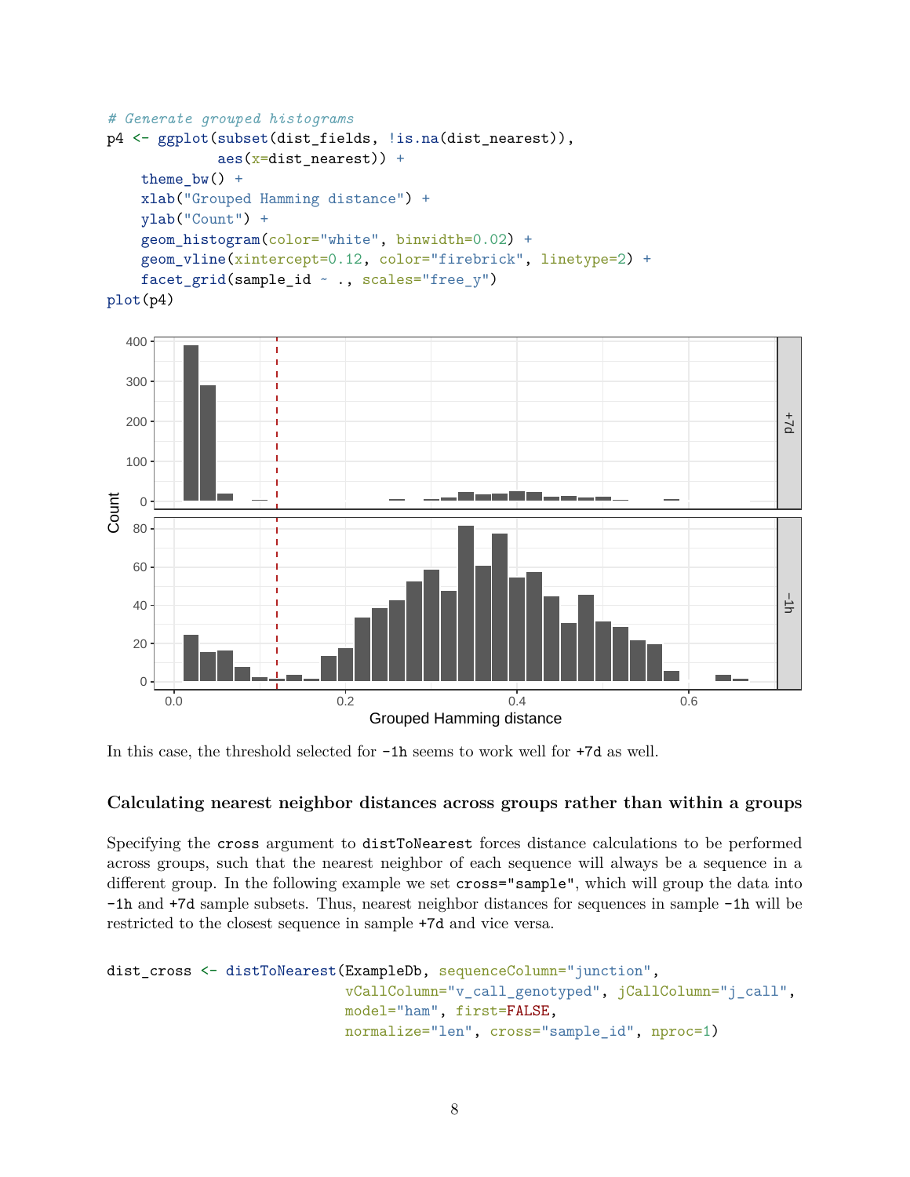```r
# Generate grouped histograms
p4 <- ggplot(subset(dist_fields, !is.na(dist_nearest)),
             aes(x=dist_nearest)) +
    theme_bw() +
    xlab("Grouped Hamming distance") +
    ylab("Count") +
    geom_histogram(color="white", binwidth=0.02) +
    geom_vline(xintercept=0.12, color="firebrick", linetype=2) +
    facet_grid(sample_id ~ ., scales="free_y")
plot(p4)
```

In this case, the threshold selected for `-1h` seems to work well for `+7d` as well.

### Calculating nearest neighbor distances across groups rather than within a groups

Specifying the `cross` argument to `distToNearest` forces distance calculations to be performed across groups, such that the nearest neighbor of each sequence will always be a sequence in a different group. In the following example we set `cross="sample"`, which will group the data into `-1h` and `+7d` sample subsets. Thus, nearest neighbor distances for sequences in sample `-1h` will be restricted to the closest sequence in sample `+7d` and vice versa.

```r
dist_cross <- distToNearest(ExampleDb, sequenceColumn="junction",
                            vCallColumn="v_call_genotyped", jCallColumn="j_call",
                            model="ham", first=FALSE,
                            normalize="len", cross="sample_id", nproc=1)
```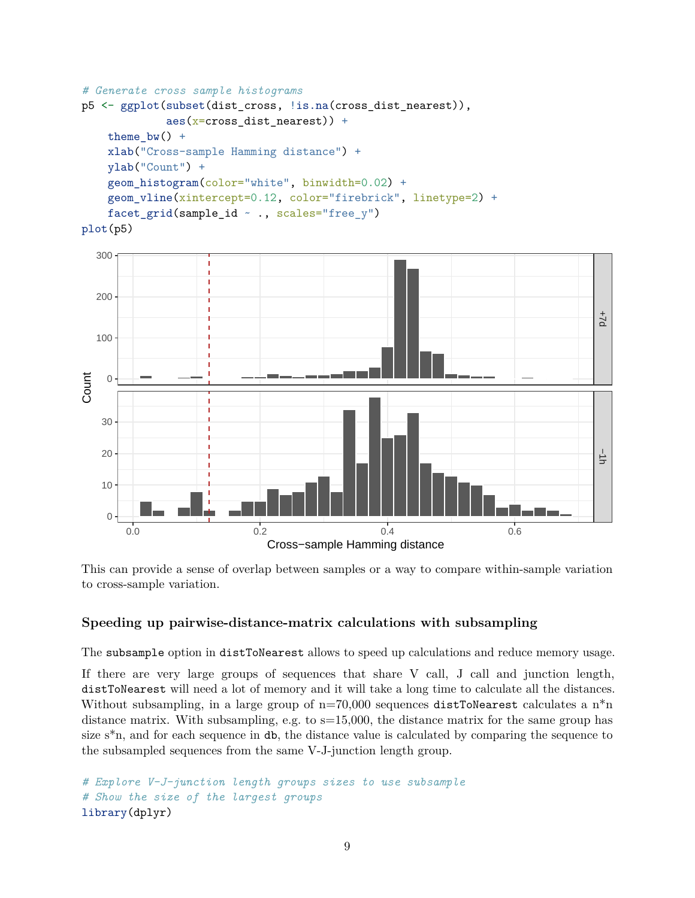```r
# Generate cross sample histograms
p5 <- ggplot(subset(dist_cross, !is.na(cross_dist_nearest)),
             aes(x=cross_dist_nearest)) +
    theme_bw() +
    xlab("Cross-sample Hamming distance") +
    ylab("Count") +
    geom_histogram(color="white", binwidth=0.02) +
    geom_vline(xintercept=0.12, color="firebrick", linetype=2) +
    facet_grid(sample_id ~ ., scales="free_y")
plot(p5)
```

This can provide a sense of overlap between samples or a way to compare within-sample variation to cross-sample variation.

### Speeding up pairwise-distance-matrix calculations with subsampling

The `subsample` option in `distToNearest` allows to speed up calculations and reduce memory usage.

If there are very large groups of sequences that share V call, J call and junction length, `distToNearest` will need a lot of memory and it will take a long time to calculate all the distances. Without subsampling, in a large group of n=70,000 sequences `distToNearest` calculates a n*n distance matrix. With subsampling, e.g. to s=15,000, the distance matrix for the same group has size s*n, and for each sequence in `db`, the distance value is calculated by comparing the sequence to the subsampled sequences from the same V-J-junction length group.

```r
# Explore V-J-junction length groups sizes to use subsample
# Show the size of the largest groups
library(dplyr)
```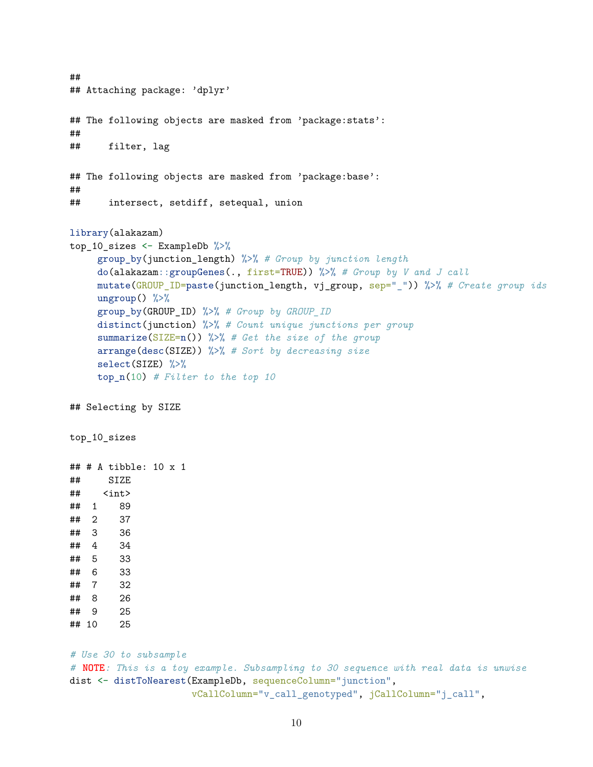```
##
## Attaching package: 'dplyr'

## The following objects are masked from 'package:stats':
##
##     filter, lag

## The following objects are masked from 'package:base':
##
##     intersect, setdiff, setequal, union
```

```
library(alakazam)
top_10_sizes <- ExampleDb %>%
     group_by(junction_length) %>% # Group by junction length
     do(alakazam::groupGenes(., first=TRUE)) %>% # Group by V and J call
     mutate(GROUP_ID=paste(junction_length, vj_group, sep="_")) %>% # Create group ids
     ungroup() %>%
     group_by(GROUP_ID) %>% # Group by GROUP_ID
     distinct(junction) %>% # Count unique junctions per group
     summarize(SIZE=n()) %>% # Get the size of the group
     arrange(desc(SIZE)) %>% # Sort by decreasing size
     select(SIZE) %>%
     top_n(10) # Filter to the top 10
```

```
## Selecting by SIZE
```

```
top_10_sizes
```

```
## # A tibble: 10 x 1
##     SIZE
##    <int>
##  1    89
##  2    37
##  3    36
##  4    34
##  5    33
##  6    33
##  7    32
##  8    26
##  9    25
## 10    25
```

```
# Use 30 to subsample
# NOTE: This is a toy example. Subsampling to 30 sequence with real data is unwise
dist <- distToNearest(ExampleDb, sequenceColumn="junction",
                      vCallColumn="v_call_genotyped", jCallColumn="j_call",
```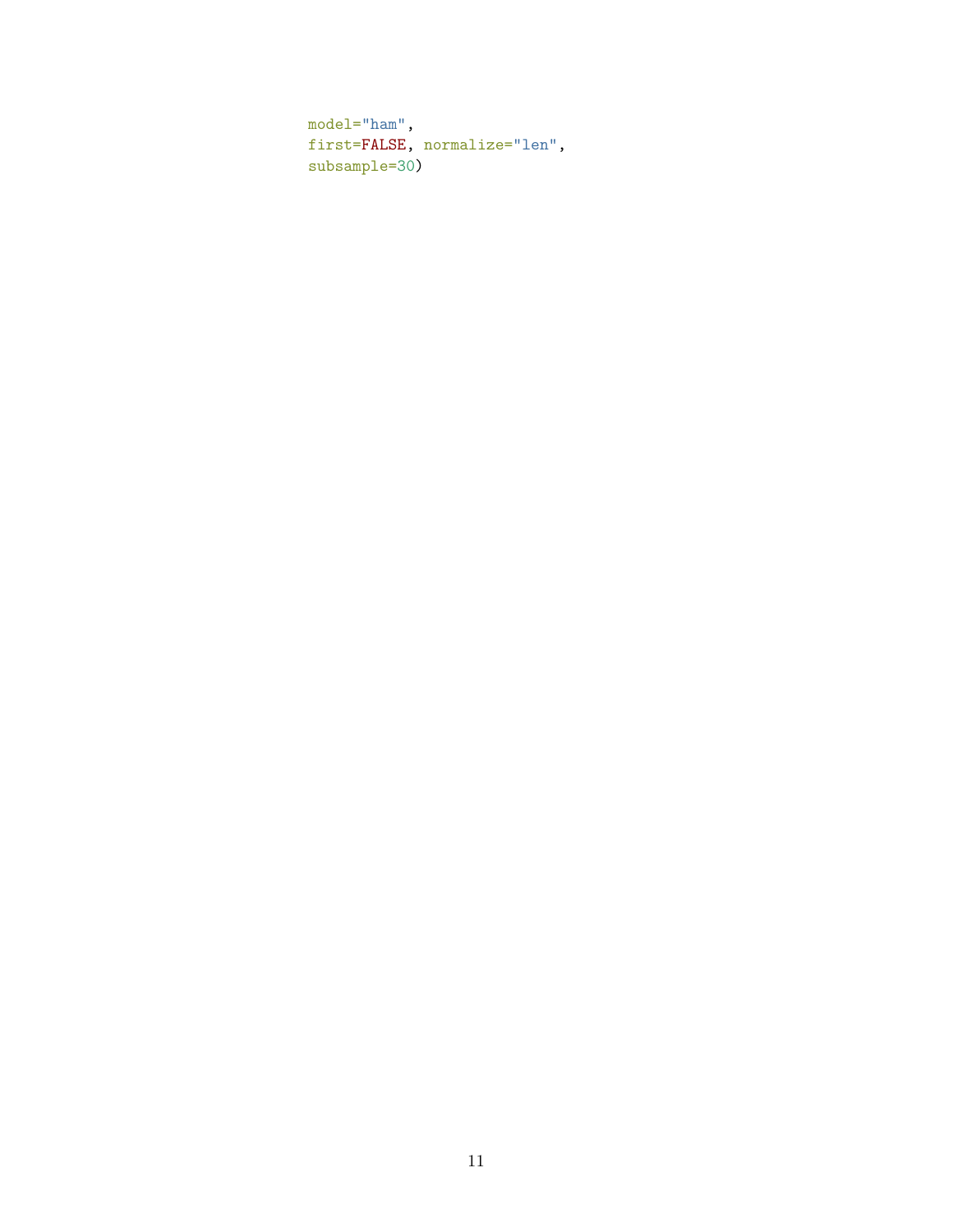```
model="ham",
first=FALSE, normalize="len",
subsample=30)
```